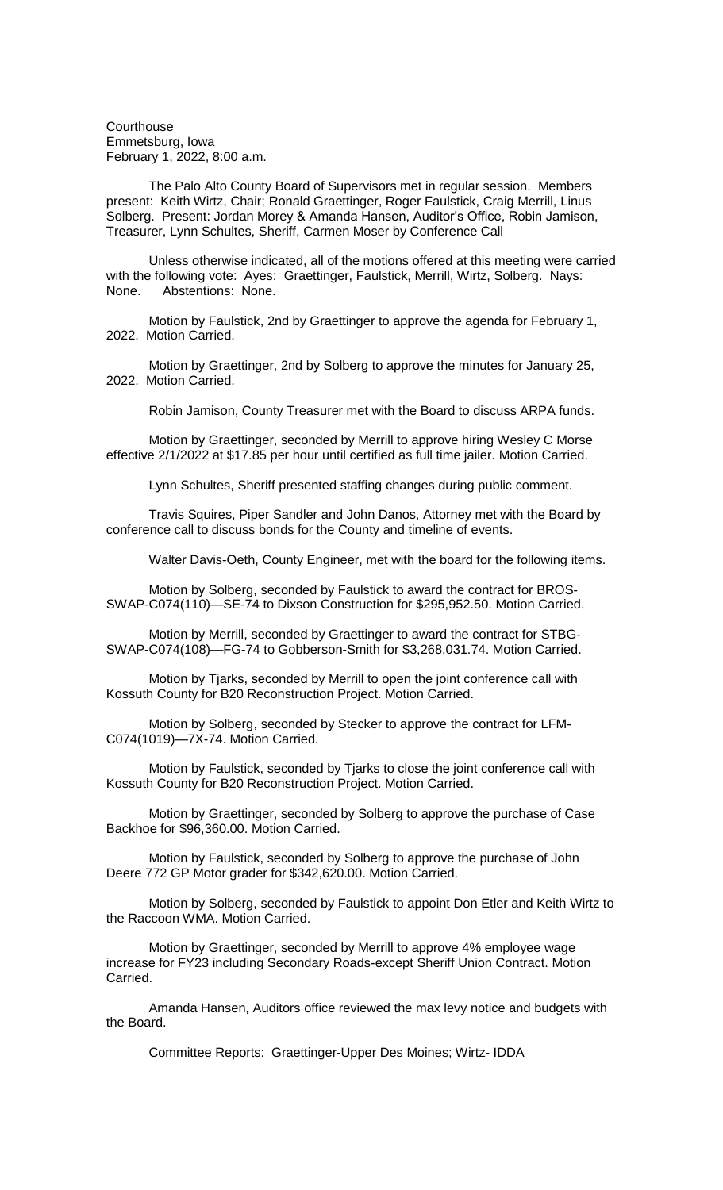Courthouse
Emmetsburg, Iowa
February 1, 2022, 8:00 a.m.

The Palo Alto County Board of Supervisors met in regular session. Members present: Keith Wirtz, Chair; Ronald Graettinger, Roger Faulstick, Craig Merrill, Linus Solberg. Present: Jordan Morey & Amanda Hansen, Auditor's Office, Robin Jamison, Treasurer, Lynn Schultes, Sheriff, Carmen Moser by Conference Call

Unless otherwise indicated, all of the motions offered at this meeting were carried with the following vote: Ayes: Graettinger, Faulstick, Merrill, Wirtz, Solberg. Nays: None. Abstentions: None.

Motion by Faulstick, 2nd by Graettinger to approve the agenda for February 1, 2022. Motion Carried.

Motion by Graettinger, 2nd by Solberg to approve the minutes for January 25, 2022. Motion Carried.

Robin Jamison, County Treasurer met with the Board to discuss ARPA funds.

Motion by Graettinger, seconded by Merrill to approve hiring Wesley C Morse effective 2/1/2022 at $17.85 per hour until certified as full time jailer. Motion Carried.

Lynn Schultes, Sheriff presented staffing changes during public comment.

Travis Squires, Piper Sandler and John Danos, Attorney met with the Board by conference call to discuss bonds for the County and timeline of events.

Walter Davis-Oeth, County Engineer, met with the board for the following items.

Motion by Solberg, seconded by Faulstick to award the contract for BROS-SWAP-C074(110)—SE-74 to Dixson Construction for $295,952.50. Motion Carried.

Motion by Merrill, seconded by Graettinger to award the contract for STBG-SWAP-C074(108)—FG-74 to Gobberson-Smith for $3,268,031.74. Motion Carried.

Motion by Tjarks, seconded by Merrill to open the joint conference call with Kossuth County for B20 Reconstruction Project. Motion Carried.

Motion by Solberg, seconded by Stecker to approve the contract for LFM-C074(1019)—7X-74. Motion Carried.

Motion by Faulstick, seconded by Tjarks to close the joint conference call with Kossuth County for B20 Reconstruction Project. Motion Carried.

Motion by Graettinger, seconded by Solberg to approve the purchase of Case Backhoe for $96,360.00. Motion Carried.

Motion by Faulstick, seconded by Solberg to approve the purchase of John Deere 772 GP Motor grader for $342,620.00. Motion Carried.

Motion by Solberg, seconded by Faulstick to appoint Don Etler and Keith Wirtz to the Raccoon WMA. Motion Carried.

Motion by Graettinger, seconded by Merrill to approve 4% employee wage increase for FY23 including Secondary Roads-except Sheriff Union Contract. Motion Carried.

Amanda Hansen, Auditors office reviewed the max levy notice and budgets with the Board.

Committee Reports: Graettinger-Upper Des Moines; Wirtz- IDDA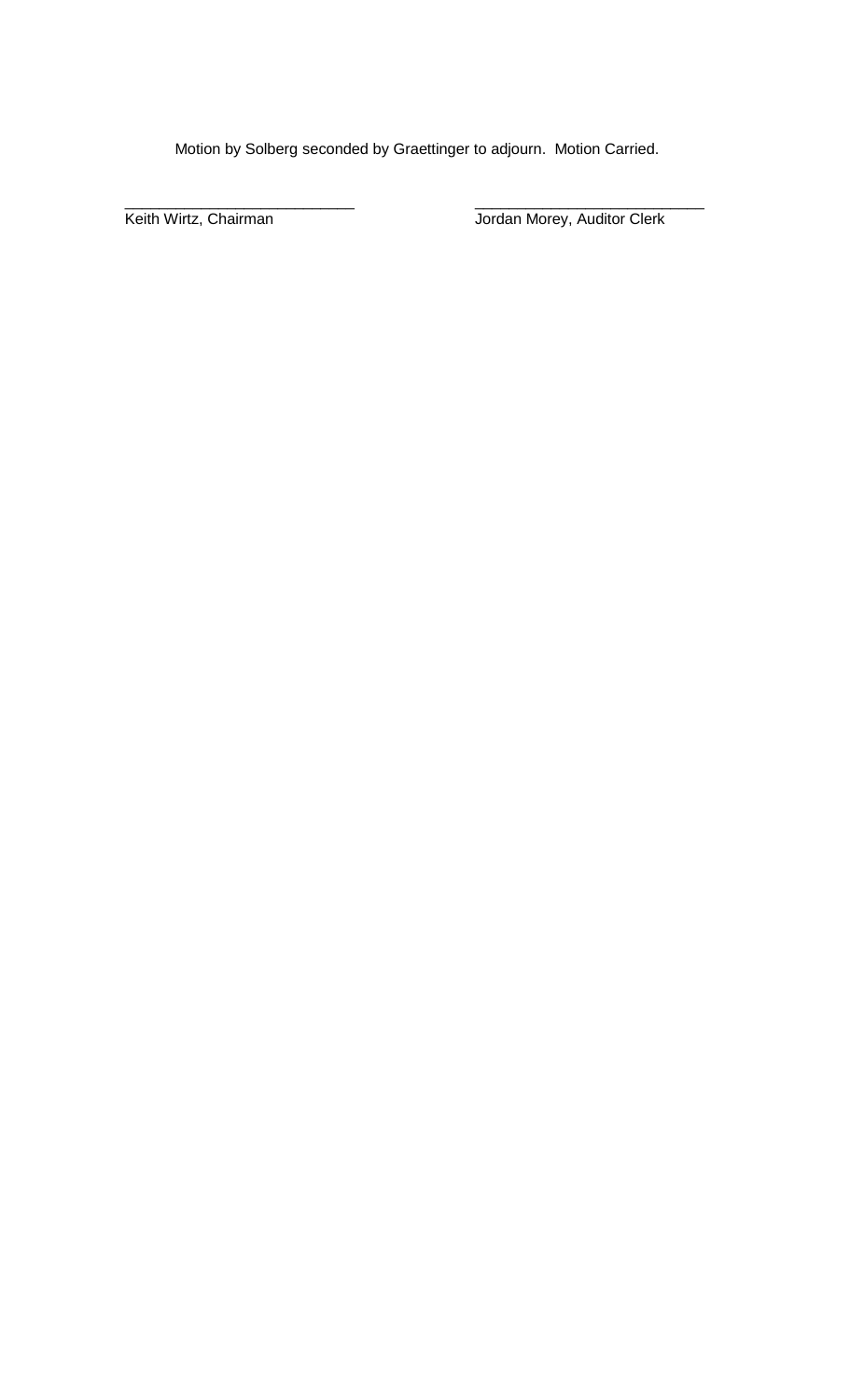Motion by Solberg seconded by Graettinger to adjourn. Motion Carried.

| | |
|---|---|
| ___________________________ | ___________________________ |
| Keith Wirtz, Chairman | Jordan Morey, Auditor Clerk |